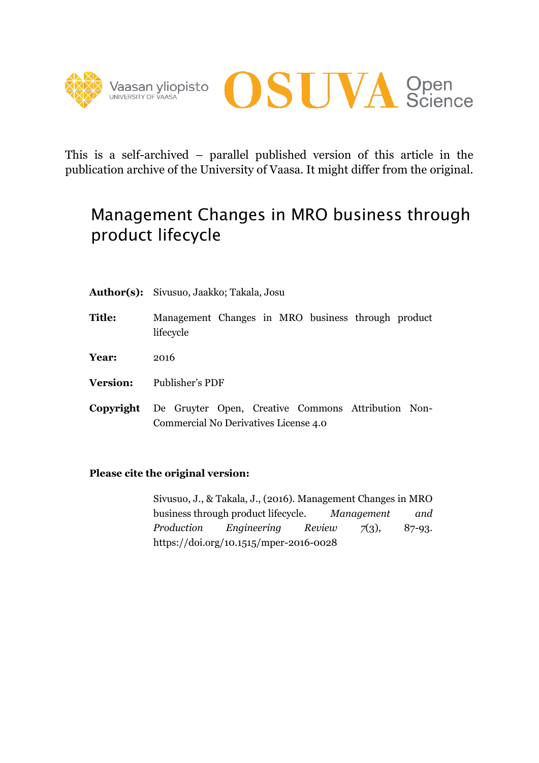This is a self-archived – parallel published version of this article in the publication archive of the University of Vaasa. It might differ from the original.

# Management Changes in MRO business through product lifecycle

**Author(s):** Sivusuo, Jaakko; Takala, Josu

**Title:** Management Changes in MRO business through product lifecycle

**Year:** 2016

**Version:** Publisher's PDF

**Copyright** De Gruyter Open, Creative Commons Attribution Non-Commercial No Derivatives License 4.0

**Please cite the original version:**

Sivusuo, J., & Takala, J., (2016). Management Changes in MRO business through product lifecycle. *Management and Production Engineering Review* *7*(3), 87-93. https://doi.org/10.1515/mper-2016-0028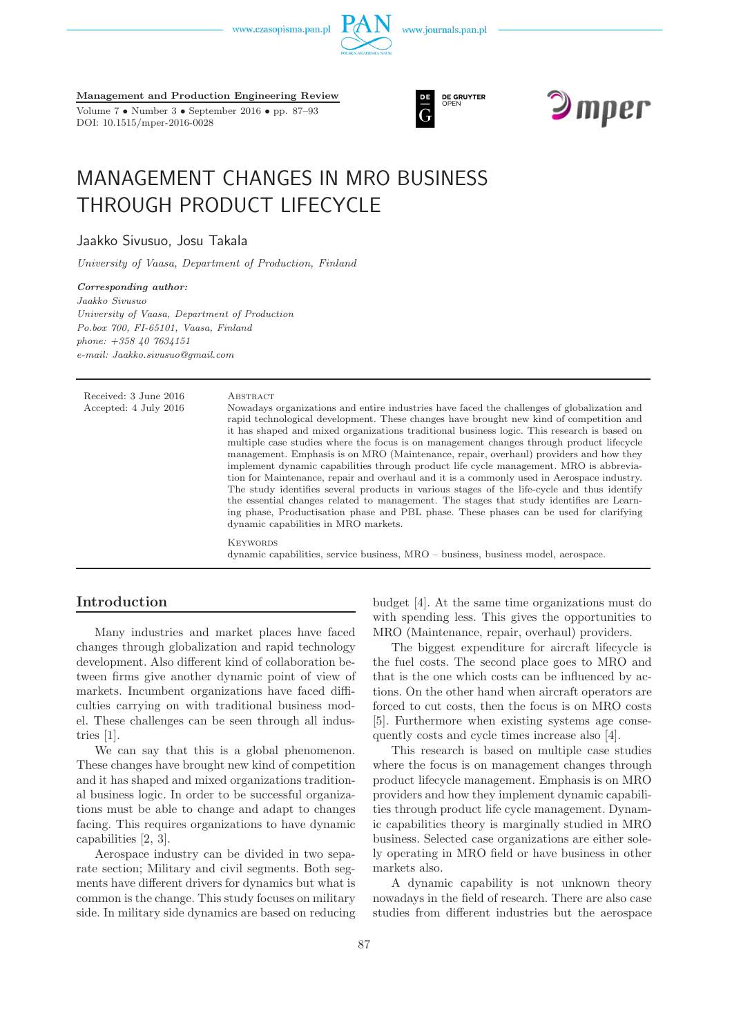# MANAGEMENT CHANGES IN MRO BUSINESS THROUGH PRODUCT LIFECYCLE

Jaakko Sivusuo, Josu Takala

*University of Vaasa, Department of Production, Finland*

***Corresponding author:***
*Jaakko Sivusuo*
*University of Vaasa, Department of Production*
*Po.box 700, FI-65101, Vaasa, Finland*
*phone: +358 40 7634151*
*e-mail: Jaakko.sivusuo@gmail.com*

Received: 3 June 2016
Accepted: 4 July 2016

Abstract

Nowadays organizations and entire industries have faced the challenges of globalization and rapid technological development. These changes have brought new kind of competition and it has shaped and mixed organizations traditional business logic. This research is based on multiple case studies where the focus is on management changes through product lifecycle management. Emphasis is on MRO (Maintenance, repair, overhaul) providers and how they implement dynamic capabilities through product life cycle management. MRO is abbreviation for Maintenance, repair and overhaul and it is a commonly used in Aerospace industry. The study identifies several products in various stages of the life-cycle and thus identify the essential changes related to management. The stages that study identifies are Learning phase, Productisation phase and PBL phase. These phases can be used for clarifying dynamic capabilities in MRO markets.

Keywords

dynamic capabilities, service business, MRO – business, business model, aerospace.

## Introduction

Many industries and market places have faced changes through globalization and rapid technology development. Also different kind of collaboration between firms give another dynamic point of view of markets. Incumbent organizations have faced difficulties carrying on with traditional business model. These challenges can be seen through all industries [1].

We can say that this is a global phenomenon. These changes have brought new kind of competition and it has shaped and mixed organizations traditional business logic. In order to be successful organizations must be able to change and adapt to changes facing. This requires organizations to have dynamic capabilities [2, 3].

Aerospace industry can be divided in two separate section; Military and civil segments. Both segments have different drivers for dynamics but what is common is the change. This study focuses on military side. In military side dynamics are based on reducing budget [4]. At the same time organizations must do with spending less. This gives the opportunities to MRO (Maintenance, repair, overhaul) providers.

The biggest expenditure for aircraft lifecycle is the fuel costs. The second place goes to MRO and that is the one which costs can be influenced by actions. On the other hand when aircraft operators are forced to cut costs, then the focus is on MRO costs [5]. Furthermore when existing systems age consequently costs and cycle times increase also [4].

This research is based on multiple case studies where the focus is on management changes through product lifecycle management. Emphasis is on MRO providers and how they implement dynamic capabilities through product life cycle management. Dynamic capabilities theory is marginally studied in MRO business. Selected case organizations are either solely operating in MRO field or have business in other markets also.

A dynamic capability is not unknown theory nowadays in the field of research. There are also case studies from different industries but the aerospace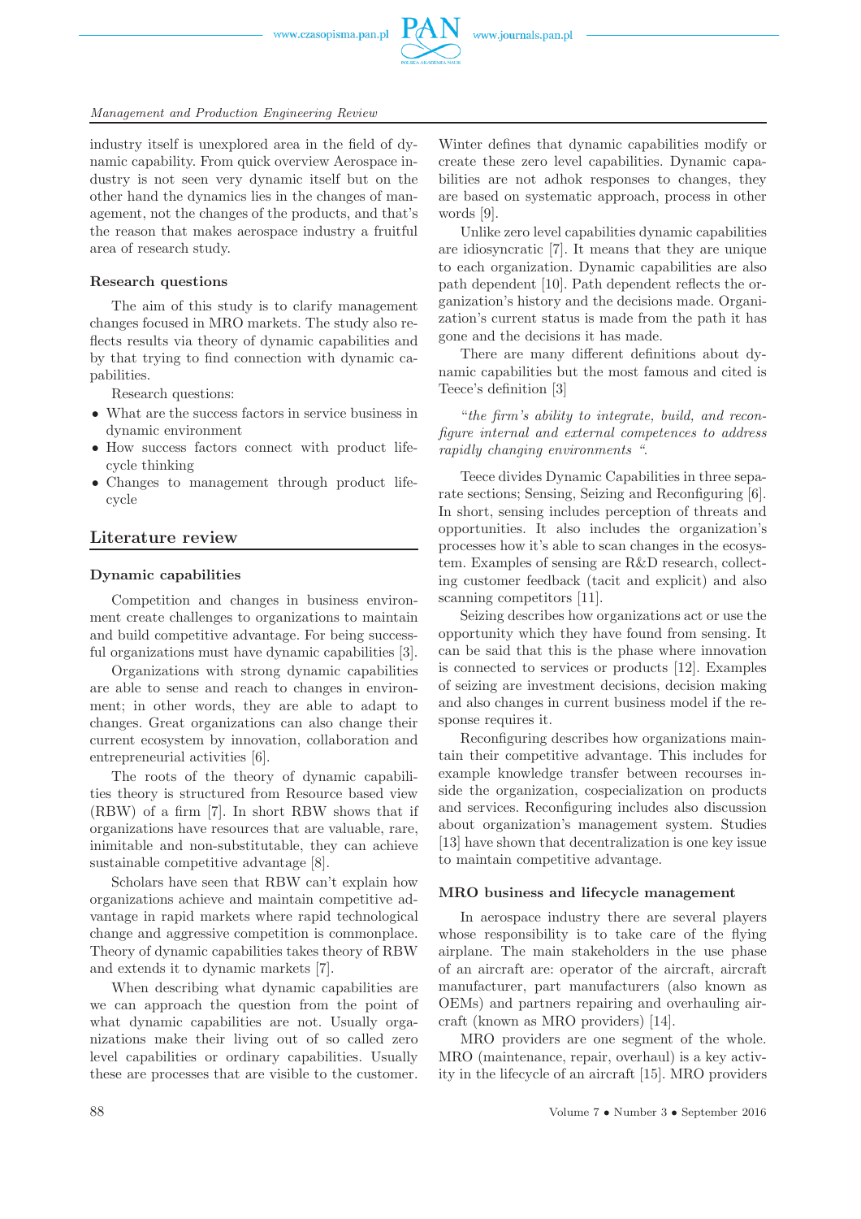industry itself is unexplored area in the field of dynamic capability. From quick overview Aerospace industry is not seen very dynamic itself but on the other hand the dynamics lies in the changes of management, not the changes of the products, and that's the reason that makes aerospace industry a fruitful area of research study.

### Research questions

The aim of this study is to clarify management changes focused in MRO markets. The study also reflects results via theory of dynamic capabilities and by that trying to find connection with dynamic capabilities.

Research questions:

- What are the success factors in service business in dynamic environment
- How success factors connect with product lifecycle thinking
- Changes to management through product lifecycle

## Literature review

### Dynamic capabilities

Competition and changes in business environment create challenges to organizations to maintain and build competitive advantage. For being successful organizations must have dynamic capabilities [3].

Organizations with strong dynamic capabilities are able to sense and reach to changes in environment; in other words, they are able to adapt to changes. Great organizations can also change their current ecosystem by innovation, collaboration and entrepreneurial activities [6].

The roots of the theory of dynamic capabilities theory is structured from Resource based view (RBW) of a firm [7]. In short RBW shows that if organizations have resources that are valuable, rare, inimitable and non-substitutable, they can achieve sustainable competitive advantage [8].

Scholars have seen that RBW can't explain how organizations achieve and maintain competitive advantage in rapid markets where rapid technological change and aggressive competition is commonplace. Theory of dynamic capabilities takes theory of RBW and extends it to dynamic markets [7].

When describing what dynamic capabilities are we can approach the question from the point of what dynamic capabilities are not. Usually organizations make their living out of so called zero level capabilities or ordinary capabilities. Usually these are processes that are visible to the customer. Winter defines that dynamic capabilities modify or create these zero level capabilities. Dynamic capabilities are not adhok responses to changes, they are based on systematic approach, process in other words [9].

Unlike zero level capabilities dynamic capabilities are idiosyncratic [7]. It means that they are unique to each organization. Dynamic capabilities are also path dependent [10]. Path dependent reflects the organization's history and the decisions made. Organization's current status is made from the path it has gone and the decisions it has made.

There are many different definitions about dynamic capabilities but the most famous and cited is Teece's definition [3]

*"the firm's ability to integrate, build, and reconfigure internal and external competences to address rapidly changing environments "*.

Teece divides Dynamic Capabilities in three separate sections; Sensing, Seizing and Reconfiguring [6]. In short, sensing includes perception of threats and opportunities. It also includes the organization's processes how it's able to scan changes in the ecosystem. Examples of sensing are R&D research, collecting customer feedback (tacit and explicit) and also scanning competitors [11].

Seizing describes how organizations act or use the opportunity which they have found from sensing. It can be said that this is the phase where innovation is connected to services or products [12]. Examples of seizing are investment decisions, decision making and also changes in current business model if the response requires it.

Reconfiguring describes how organizations maintain their competitive advantage. This includes for example knowledge transfer between recourses inside the organization, cospecialization on products and services. Reconfiguring includes also discussion about organization's management system. Studies [13] have shown that decentralization is one key issue to maintain competitive advantage.

### MRO business and lifecycle management

In aerospace industry there are several players whose responsibility is to take care of the flying airplane. The main stakeholders in the use phase of an aircraft are: operator of the aircraft, aircraft manufacturer, part manufacturers (also known as OEMs) and partners repairing and overhauling aircraft (known as MRO providers) [14].

MRO providers are one segment of the whole. MRO (maintenance, repair, overhaul) is a key activity in the lifecycle of an aircraft [15]. MRO providers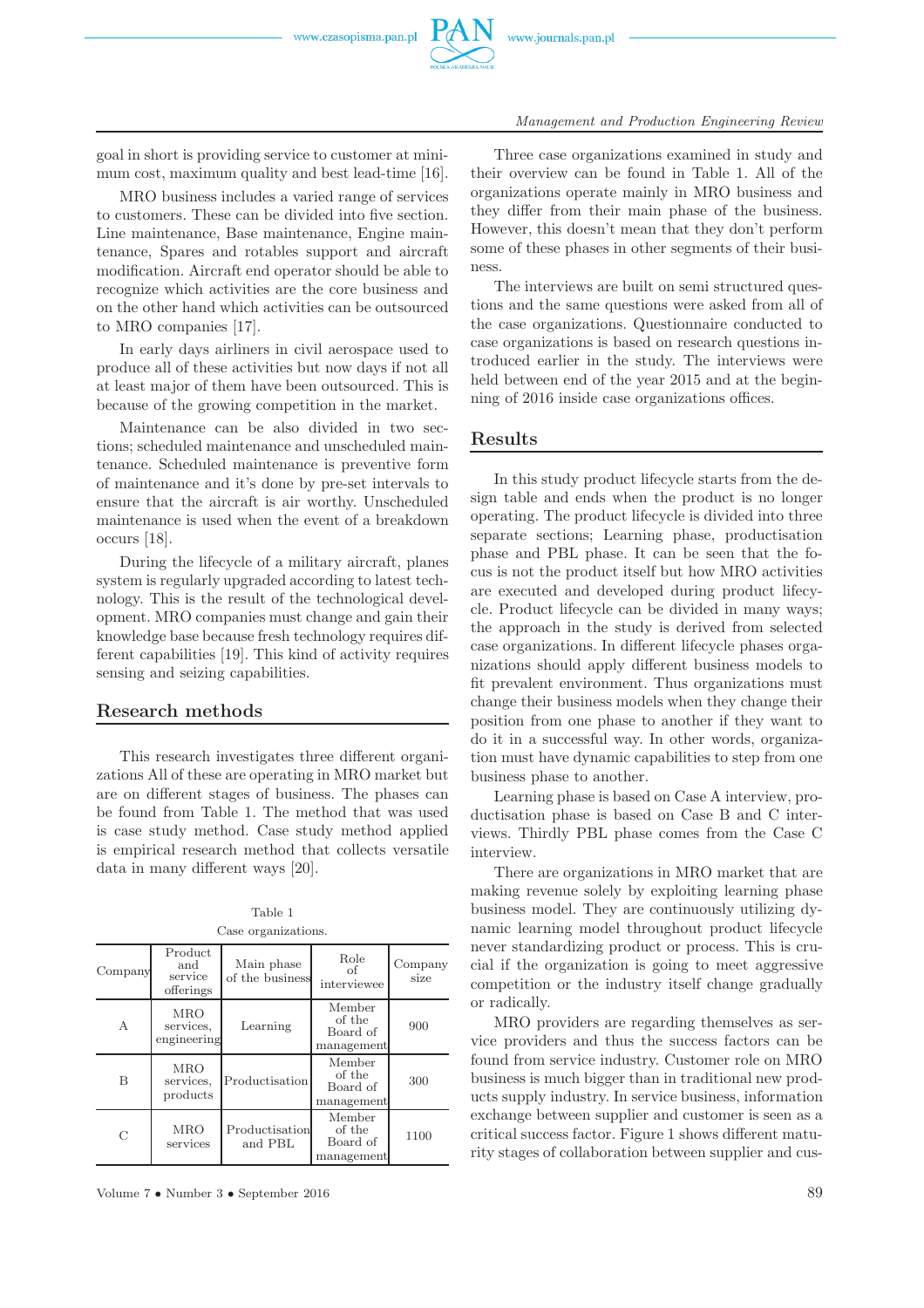goal in short is providing service to customer at minimum cost, maximum quality and best lead-time [16].

MRO business includes a varied range of services to customers. These can be divided into five section. Line maintenance, Base maintenance, Engine maintenance, Spares and rotables support and aircraft modification. Aircraft end operator should be able to recognize which activities are the core business and on the other hand which activities can be outsourced to MRO companies [17].

In early days airliners in civil aerospace used to produce all of these activities but now days if not all at least major of them have been outsourced. This is because of the growing competition in the market.

Maintenance can be also divided in two sections; scheduled maintenance and unscheduled maintenance. Scheduled maintenance is preventive form of maintenance and it's done by pre-set intervals to ensure that the aircraft is air worthy. Unscheduled maintenance is used when the event of a breakdown occurs [18].

During the lifecycle of a military aircraft, planes system is regularly upgraded according to latest technology. This is the result of the technological development. MRO companies must change and gain their knowledge base because fresh technology requires different capabilities [19]. This kind of activity requires sensing and seizing capabilities.

## Research methods

This research investigates three different organizations All of these are operating in MRO market but are on different stages of business. The phases can be found from Table 1. The method that was used is case study method. Case study method applied is empirical research method that collects versatile data in many different ways [20].

Table 1
Case organizations.

| Company | Product and service offerings | Main phase of the business | Role of interviewee | Company size |
|---|---|---|---|---|
| A | MRO services, engineering | Learning | Member of the Board of management | 900 |
| B | MRO services, products | Productisation | Member of the Board of management | 300 |
| C | MRO services | Productisation and PBL | Member of the Board of management | 1100 |

Three case organizations examined in study and their overview can be found in Table 1. All of the organizations operate mainly in MRO business and they differ from their main phase of the business. However, this doesn't mean that they don't perform some of these phases in other segments of their business.

The interviews are built on semi structured questions and the same questions were asked from all of the case organizations. Questionnaire conducted to case organizations is based on research questions introduced earlier in the study. The interviews were held between end of the year 2015 and at the beginning of 2016 inside case organizations offices.

## Results

In this study product lifecycle starts from the design table and ends when the product is no longer operating. The product lifecycle is divided into three separate sections; Learning phase, productisation phase and PBL phase. It can be seen that the focus is not the product itself but how MRO activities are executed and developed during product lifecycle. Product lifecycle can be divided in many ways; the approach in the study is derived from selected case organizations. In different lifecycle phases organizations should apply different business models to fit prevalent environment. Thus organizations must change their business models when they change their position from one phase to another if they want to do it in a successful way. In other words, organization must have dynamic capabilities to step from one business phase to another.

Learning phase is based on Case A interview, productisation phase is based on Case B and C interviews. Thirdly PBL phase comes from the Case C interview.

There are organizations in MRO market that are making revenue solely by exploiting learning phase business model. They are continuously utilizing dynamic learning model throughout product lifecycle never standardizing product or process. This is crucial if the organization is going to meet aggressive competition or the industry itself change gradually or radically.

MRO providers are regarding themselves as service providers and thus the success factors can be found from service industry. Customer role on MRO business is much bigger than in traditional new products supply industry. In service business, information exchange between supplier and customer is seen as a critical success factor. Figure 1 shows different maturity stages of collaboration between supplier and cus-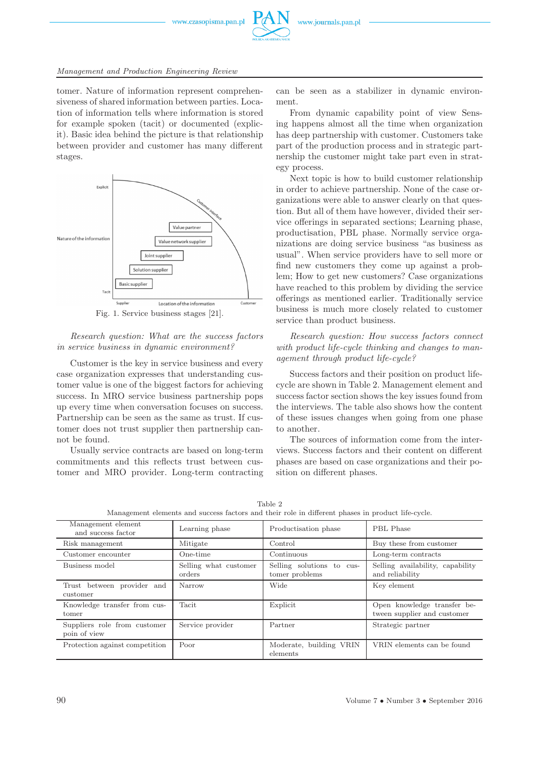tomer. Nature of information represent comprehensiveness of shared information between parties. Location of information tells where information is stored for example spoken (tacit) or documented (explicit). Basic idea behind the picture is that relationship between provider and customer has many different stages.

Explicit

Nature of the information

Tacit

Customer interface

Value partner

Value network supplier

Joint supplier

Solution supplier

Basic supplier

Supplier

Location of the information

Customer

Fig. 1. Service business stages [21].

*Research question: What are the success factors in service business in dynamic environment?*

Customer is the key in service business and every case organization expresses that understanding customer value is one of the biggest factors for achieving success. In MRO service business partnership pops up every time when conversation focuses on success. Partnership can be seen as the same as trust. If customer does not trust supplier then partnership cannot be found.

Usually service contracts are based on long-term commitments and this reflects trust between customer and MRO provider. Long-term contracting can be seen as a stabilizer in dynamic environment.

From dynamic capability point of view Sensing happens almost all the time when organization has deep partnership with customer. Customers take part of the production process and in strategic partnership the customer might take part even in strategy process.

Next topic is how to build customer relationship in order to achieve partnership. None of the case organizations were able to answer clearly on that question. But all of them have however, divided their service offerings in separated sections; Learning phase, productisation, PBL phase. Normally service organizations are doing service business "as business as usual". When service providers have to sell more or find new customers they come up against a problem; How to get new customers? Case organizations have reached to this problem by dividing the service offerings as mentioned earlier. Traditionally service business is much more closely related to customer service than product business.

*Research question: How success factors connect with product life-cycle thinking and changes to management through product life-cycle?*

Success factors and their position on product life-cycle are shown in Table 2. Management element and success factor section shows the key issues found from the interviews. The table also shows how the content of these issues changes when going from one phase to another.

The sources of information come from the interviews. Success factors and their content on different phases are based on case organizations and their position on different phases.

Table 2
Management elements and success factors and their role in different phases in product life-cycle.

| Management element and success factor | Learning phase | Productisation phase | PBL Phase |
|---|---|---|---|
| Risk management | Mitigate | Control | Buy these from customer |
| Customer encounter | One-time | Continuous | Long-term contracts |
| Business model | Selling what customer orders | Selling solutions to customer problems | Selling availability, capability and reliability |
| Trust between provider and customer | Narrow | Wide | Key element |
| Knowledge transfer from customer | Tacit | Explicit | Open knowledge transfer between supplier and customer |
| Suppliers role from customer poin of view | Service provider | Partner | Strategic partner |
| Protection against competition | Poor | Moderate, building VRIN elements | VRIN elements can be found |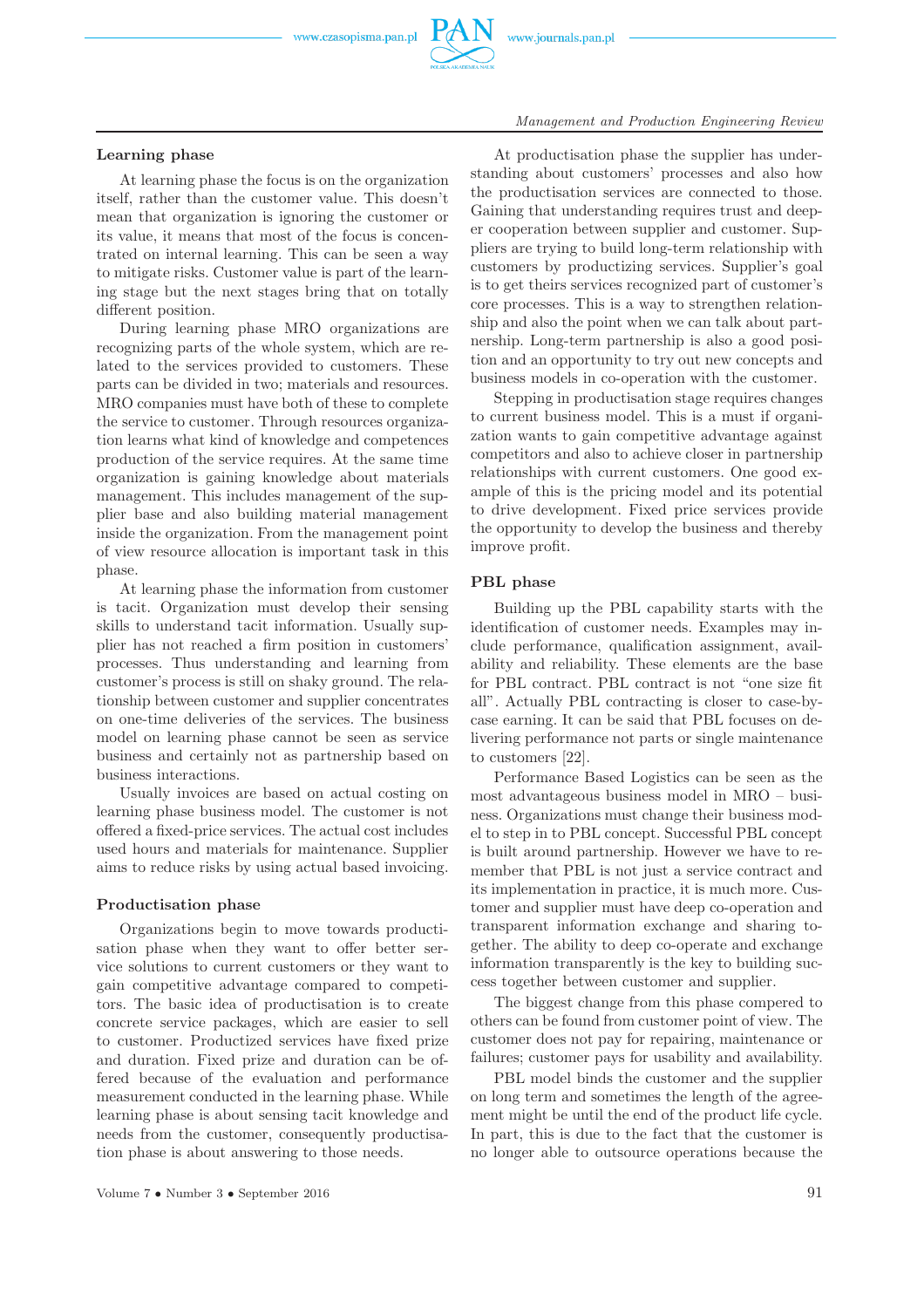### Learning phase

At learning phase the focus is on the organization itself, rather than the customer value. This doesn't mean that organization is ignoring the customer or its value, it means that most of the focus is concentrated on internal learning. This can be seen a way to mitigate risks. Customer value is part of the learning stage but the next stages bring that on totally different position.

During learning phase MRO organizations are recognizing parts of the whole system, which are related to the services provided to customers. These parts can be divided in two; materials and resources. MRO companies must have both of these to complete the service to customer. Through resources organization learns what kind of knowledge and competences production of the service requires. At the same time organization is gaining knowledge about materials management. This includes management of the supplier base and also building material management inside the organization. From the management point of view resource allocation is important task in this phase.

At learning phase the information from customer is tacit. Organization must develop their sensing skills to understand tacit information. Usually supplier has not reached a firm position in customers' processes. Thus understanding and learning from customer's process is still on shaky ground. The relationship between customer and supplier concentrates on one-time deliveries of the services. The business model on learning phase cannot be seen as service business and certainly not as partnership based on business interactions.

Usually invoices are based on actual costing on learning phase business model. The customer is not offered a fixed-price services. The actual cost includes used hours and materials for maintenance. Supplier aims to reduce risks by using actual based invoicing.

### Productisation phase

Organizations begin to move towards productisation phase when they want to offer better service solutions to current customers or they want to gain competitive advantage compared to competitors. The basic idea of productisation is to create concrete service packages, which are easier to sell to customer. Productized services have fixed prize and duration. Fixed prize and duration can be offered because of the evaluation and performance measurement conducted in the learning phase. While learning phase is about sensing tacit knowledge and needs from the customer, consequently productisation phase is about answering to those needs.

At productisation phase the supplier has understanding about customers' processes and also how the productisation services are connected to those. Gaining that understanding requires trust and deeper cooperation between supplier and customer. Suppliers are trying to build long-term relationship with customers by productizing services. Supplier's goal is to get theirs services recognized part of customer's core processes. This is a way to strengthen relationship and also the point when we can talk about partnership. Long-term partnership is also a good position and an opportunity to try out new concepts and business models in co-operation with the customer.

Stepping in productisation stage requires changes to current business model. This is a must if organization wants to gain competitive advantage against competitors and also to achieve closer in partnership relationships with current customers. One good example of this is the pricing model and its potential to drive development. Fixed price services provide the opportunity to develop the business and thereby improve profit.

### PBL phase

Building up the PBL capability starts with the identification of customer needs. Examples may include performance, qualification assignment, availability and reliability. These elements are the base for PBL contract. PBL contract is not "one size fit all". Actually PBL contracting is closer to case-by-case earning. It can be said that PBL focuses on delivering performance not parts or single maintenance to customers [22].

Performance Based Logistics can be seen as the most advantageous business model in MRO – business. Organizations must change their business model to step in to PBL concept. Successful PBL concept is built around partnership. However we have to remember that PBL is not just a service contract and its implementation in practice, it is much more. Customer and supplier must have deep co-operation and transparent information exchange and sharing together. The ability to deep co-operate and exchange information transparently is the key to building success together between customer and supplier.

The biggest change from this phase compered to others can be found from customer point of view. The customer does not pay for repairing, maintenance or failures; customer pays for usability and availability.

PBL model binds the customer and the supplier on long term and sometimes the length of the agreement might be until the end of the product life cycle. In part, this is due to the fact that the customer is no longer able to outsource operations because the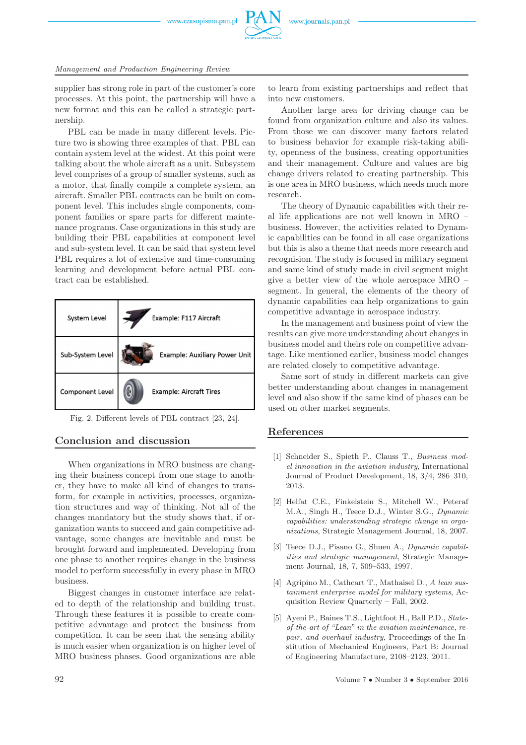supplier has strong role in part of the customer's core processes. At this point, the partnership will have a new format and this can be called a strategic partnership.

PBL can be made in many different levels. Picture two is showing three examples of that. PBL can contain system level at the widest. At this point were talking about the whole aircraft as a unit. Subsystem level comprises of a group of smaller systems, such as a motor, that finally compile a complete system, an aircraft. Smaller PBL contracts can be built on component level. This includes single components, component families or spare parts for different maintenance programs. Case organizations in this study are building their PBL capabilities at component level and sub-system level. It can be said that system level PBL requires a lot of extensive and time-consuming learning and development before actual PBL contract can be established.

| | |
|---|---|
| System Level | Example: F117 Aircraft |
| Sub-System Level | Example: Auxiliary Power Unit |
| Component Level | Example: Aircraft Tires |

Fig. 2. Different levels of PBL contract [23, 24].

## Conclusion and discussion

When organizations in MRO business are changing their business concept from one stage to another, they have to make all kind of changes to transform, for example in activities, processes, organization structures and way of thinking. Not all of the changes mandatory but the study shows that, if organization wants to succeed and gain competitive advantage, some changes are inevitable and must be brought forward and implemented. Developing from one phase to another requires change in the business model to perform successfully in every phase in MRO business.

Biggest changes in customer interface are related to depth of the relationship and building trust. Through these features it is possible to create competitive advantage and protect the business from competition. It can be seen that the sensing ability is much easier when organization is on higher level of MRO business phases. Good organizations are able to learn from existing partnerships and reflect that into new customers.

Another large area for driving change can be found from organization culture and also its values. From those we can discover many factors related to business behavior for example risk-taking ability, openness of the business, creating opportunities and their management. Culture and values are big change drivers related to creating partnership. This is one area in MRO business, which needs much more research.

The theory of Dynamic capabilities with their real life applications are not well known in MRO – business. However, the activities related to Dynamic capabilities can be found in all case organizations but this is also a theme that needs more research and recognition. The study is focused in military segment and same kind of study made in civil segment might give a better view of the whole aerospace MRO – segment. In general, the elements of the theory of dynamic capabilities can help organizations to gain competitive advantage in aerospace industry.

In the management and business point of view the results can give more understanding about changes in business model and theirs role on competitive advantage. Like mentioned earlier, business model changes are related closely to competitive advantage.

Same sort of study in different markets can give better understanding about changes in management level and also show if the same kind of phases can be used on other market segments.

## References

[1] Schneider S., Spieth P., Clauss T., *Business model innovation in the aviation industry*, International Journal of Product Development, 18, 3/4, 286–310, 2013.

[2] Helfat C.E., Finkelstein S., Mitchell W., Peteraf M.A., Singh H., Teece D.J., Winter S.G., *Dynamic capabilities: understanding strategic change in organizations*, Strategic Management Journal, 18, 2007.

[3] Teece D.J., Pisano G., Shuen A., *Dynamic capabilities and strategic management*, Strategic Management Journal, 18, 7, 509–533, 1997.

[4] Agripino M., Cathcart T., Mathaisel D., *A lean sustainment enterprise model for military systems*, Acquisition Review Quarterly – Fall, 2002.

[5] Ayeni P., Baines T.S., Lightfoot H., Ball P.D., *State-of-the-art of "Lean" in the aviation maintenance, repair, and overhaul industry*, Proceedings of the Institution of Mechanical Engineers, Part B: Journal of Engineering Manufacture, 2108–2123, 2011.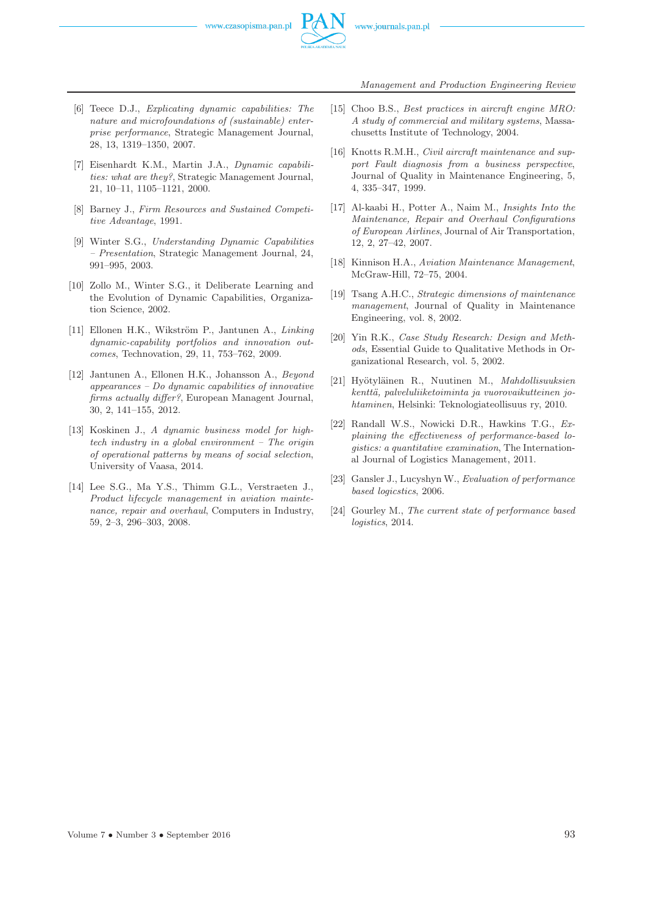[6] Teece D.J., *Explicating dynamic capabilities: The nature and microfoundations of (sustainable) enterprise performance*, Strategic Management Journal, 28, 13, 1319–1350, 2007.

[7] Eisenhardt K.M., Martin J.A., *Dynamic capabilities: what are they?*, Strategic Management Journal, 21, 10–11, 1105–1121, 2000.

[8] Barney J., *Firm Resources and Sustained Competitive Advantage*, 1991.

[9] Winter S.G., *Understanding Dynamic Capabilities – Presentation*, Strategic Management Journal, 24, 991–995, 2003.

[10] Zollo M., Winter S.G., it Deliberate Learning and the Evolution of Dynamic Capabilities, Organization Science, 2002.

[11] Ellonen H.K., Wikström P., Jantunen A., *Linking dynamic-capability portfolios and innovation outcomes*, Technovation, 29, 11, 753–762, 2009.

[12] Jantunen A., Ellonen H.K., Johansson A., *Beyond appearances – Do dynamic capabilities of innovative firms actually differ?*, European Managent Journal, 30, 2, 141–155, 2012.

[13] Koskinen J., *A dynamic business model for high-tech industry in a global environment – The origin of operational patterns by means of social selection*, University of Vaasa, 2014.

[14] Lee S.G., Ma Y.S., Thimm G.L., Verstraeten J., *Product lifecycle management in aviation maintenance, repair and overhaul*, Computers in Industry, 59, 2–3, 296–303, 2008.

[15] Choo B.S., *Best practices in aircraft engine MRO: A study of commercial and military systems*, Massachusetts Institute of Technology, 2004.

[16] Knotts R.M.H., *Civil aircraft maintenance and support Fault diagnosis from a business perspective*, Journal of Quality in Maintenance Engineering, 5, 4, 335–347, 1999.

[17] Al-kaabi H., Potter A., Naim M., *Insights Into the Maintenance, Repair and Overhaul Configurations of European Airlines*, Journal of Air Transportation, 12, 2, 27–42, 2007.

[18] Kinnison H.A., *Aviation Maintenance Management*, McGraw-Hill, 72–75, 2004.

[19] Tsang A.H.C., *Strategic dimensions of maintenance management*, Journal of Quality in Maintenance Engineering, vol. 8, 2002.

[20] Yin R.K., *Case Study Research: Design and Methods*, Essential Guide to Qualitative Methods in Organizational Research, vol. 5, 2002.

[21] Hyötyläinen R., Nuutinen M., *Mahdollisuuksien kenttä, palveluliiketoiminta ja vuorovaikutteinen johtaminen*, Helsinki: Teknologiateollisuus ry, 2010.

[22] Randall W.S., Nowicki D.R., Hawkins T.G., *Explaining the effectiveness of performance-based logistics: a quantitative examination*, The International Journal of Logistics Management, 2011.

[23] Gansler J., Lucyshyn W., *Evaluation of performance based logicstics*, 2006.

[24] Gourley M., *The current state of performance based logistics*, 2014.